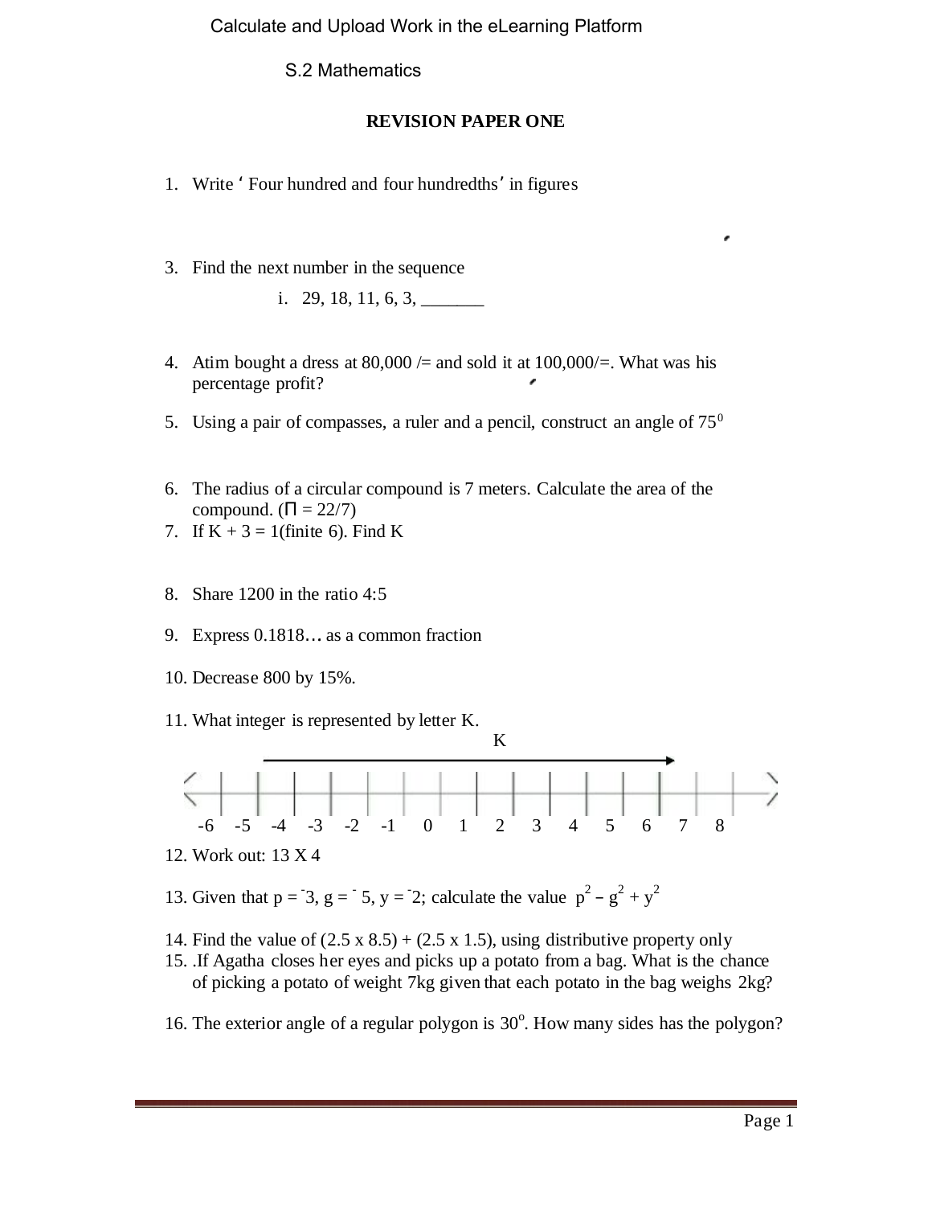Calculate and Upload Work in the eLearning Platform

S.2 Mathematics

## REVISION PAPER ONE

1. Write ‘ Four hundred and four hundredths’ in figures

3. Find the next number in the sequence

   i. 29, 18, 11, 6, 3, _______

4. Atim bought a dress at 80,000 /= and sold it at 100,000/=. What was his percentage profit?

5. Using a pair of compasses, a ruler and a pencil, construct an angle of $75^0$

6. The radius of a circular compound is 7 meters. Calculate the area of the compound. ($\Pi = 22/7$)

7. If K + 3 = 1(finite 6). Find K

8. Share 1200 in the ratio 4:5

9. Express 0.1818… as a common fraction

10. Decrease 800 by 15%.

11. What integer is represented by letter K.

    K

    -6 -5 -4 -3 -2 -1 0 1 2 3 4 5 6 7 8

12. Work out: 13 X 4

13. Given that $p = {}^{-}3$, $g = {}^{-}5$, $y = {}^{-}2$; calculate the value $p^2 - g^2 + y^2$

14. Find the value of (2.5 x 8.5) + (2.5 x 1.5), using distributive property only

15. .If Agatha closes her eyes and picks up a potato from a bag. What is the chance of picking a potato of weight 7kg given that each potato in the bag weighs 2kg?

16. The exterior angle of a regular polygon is $30^o$. How many sides has the polygon?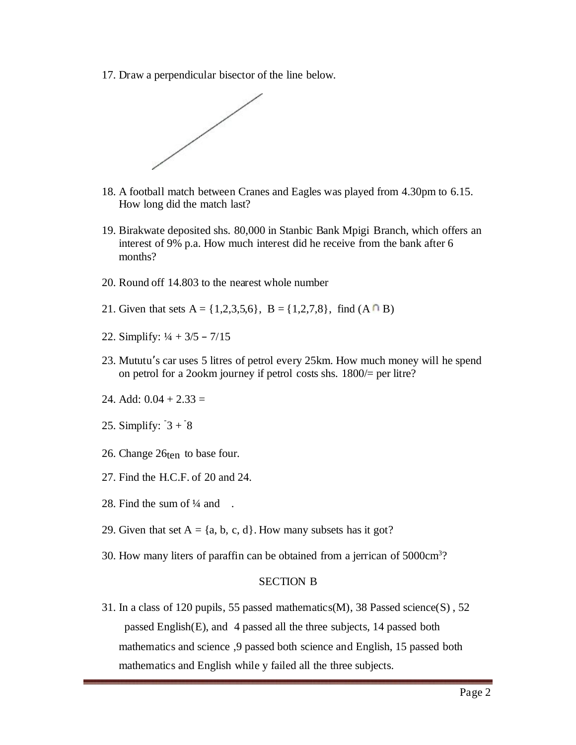17. Draw a perpendicular bisector of the line below.

18. A football match between Cranes and Eagles was played from 4.30pm to 6.15. How long did the match last?

19. Birakwate deposited shs. 80,000 in Stanbic Bank Mpigi Branch, which offers an interest of 9% p.a. How much interest did he receive from the bank after 6 months?

20. Round off 14.803 to the nearest whole number

21. Given that sets A = {1,2,3,5,6}, B = {1,2,7,8}, find $(A \cap B)$

22. Simplify: $\frac{1}{4} + \frac{3}{5} - \frac{7}{15}$

23. Mututu's car uses 5 litres of petrol every 25km. How much money will he spend on petrol for a 2ookm journey if petrol costs shs. 1800/= per litre?

24. Add: 0.04 + 2.33 =

25. Simplify: $\bar{3} + \bar{8}$

26. Change $26_{ten}$ to base four.

27. Find the H.C.F. of 20 and 24.

28. Find the sum of ¼ and .

29. Given that set A = {a, b, c, d}. How many subsets has it got?

30. How many liters of paraffin can be obtained from a jerrican of $5000cm^3$?

SECTION B

31. In a class of 120 pupils, 55 passed mathematics(M), 38 Passed science(S) , 52 passed English(E), and 4 passed all the three subjects, 14 passed both mathematics and science ,9 passed both science and English, 15 passed both mathematics and English while y failed all the three subjects.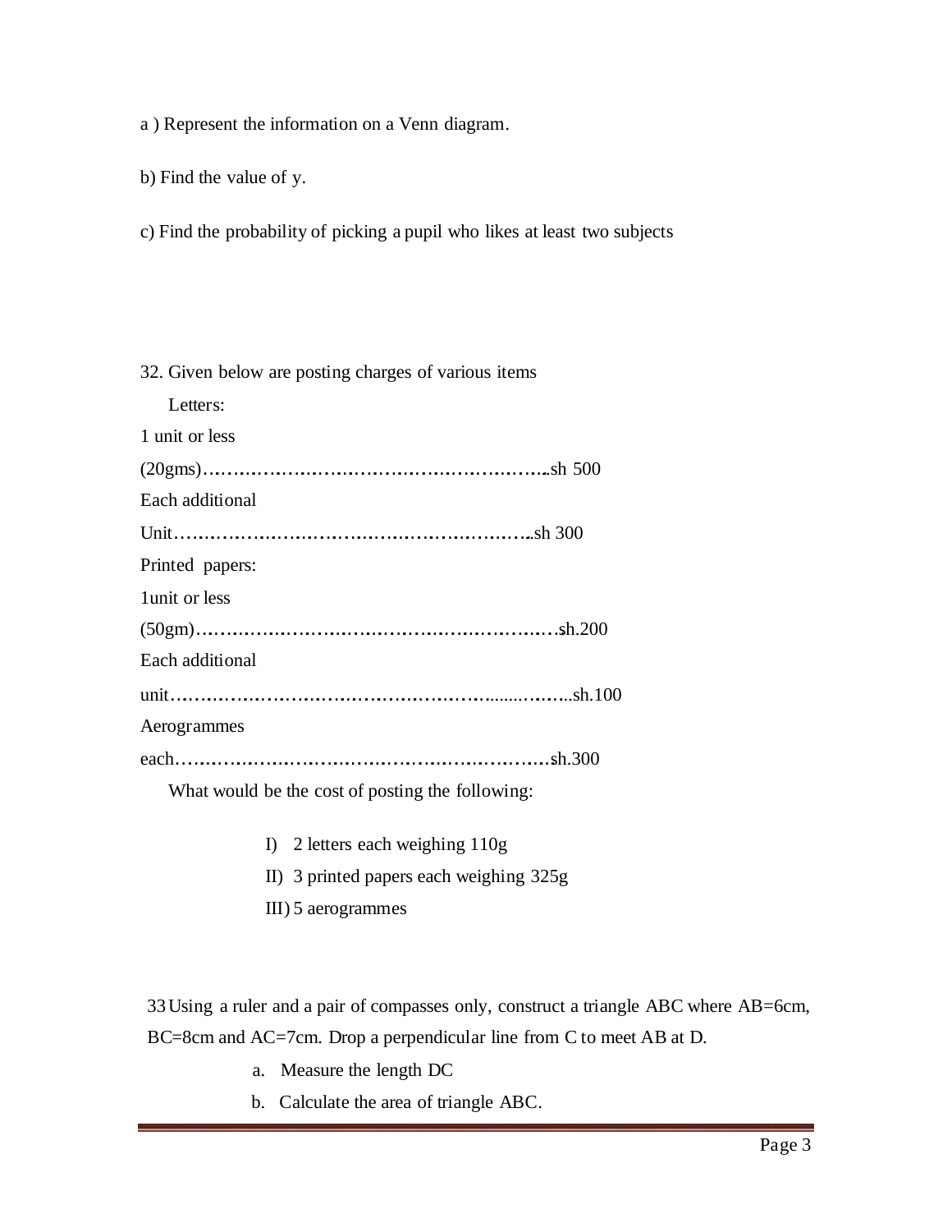a ) Represent the information on a Venn diagram.

b) Find the value of y.

c) Find the probability of picking a pupil who likes at least two subjects

32. Given below are posting charges of various items

Letters:

1 unit or less

(20gms)…………………………………………………...sh 500

Each additional

Unit……………………………………………………..sh 300

Printed papers:

1unit or less

(50gm)…………………………………………………….sh.200

Each additional

unit……………………………………………..........……..sh.100

Aerogrammes

each………………………………………………………sh.300

What would be the cost of posting the following:

I) 2 letters each weighing 110g
II) 3 printed papers each weighing 325g
III) 5 aerogrammes

33 Using a ruler and a pair of compasses only, construct a triangle ABC where AB=6cm, BC=8cm and AC=7cm. Drop a perpendicular line from C to meet AB at D.

a. Measure the length DC
b. Calculate the area of triangle ABC.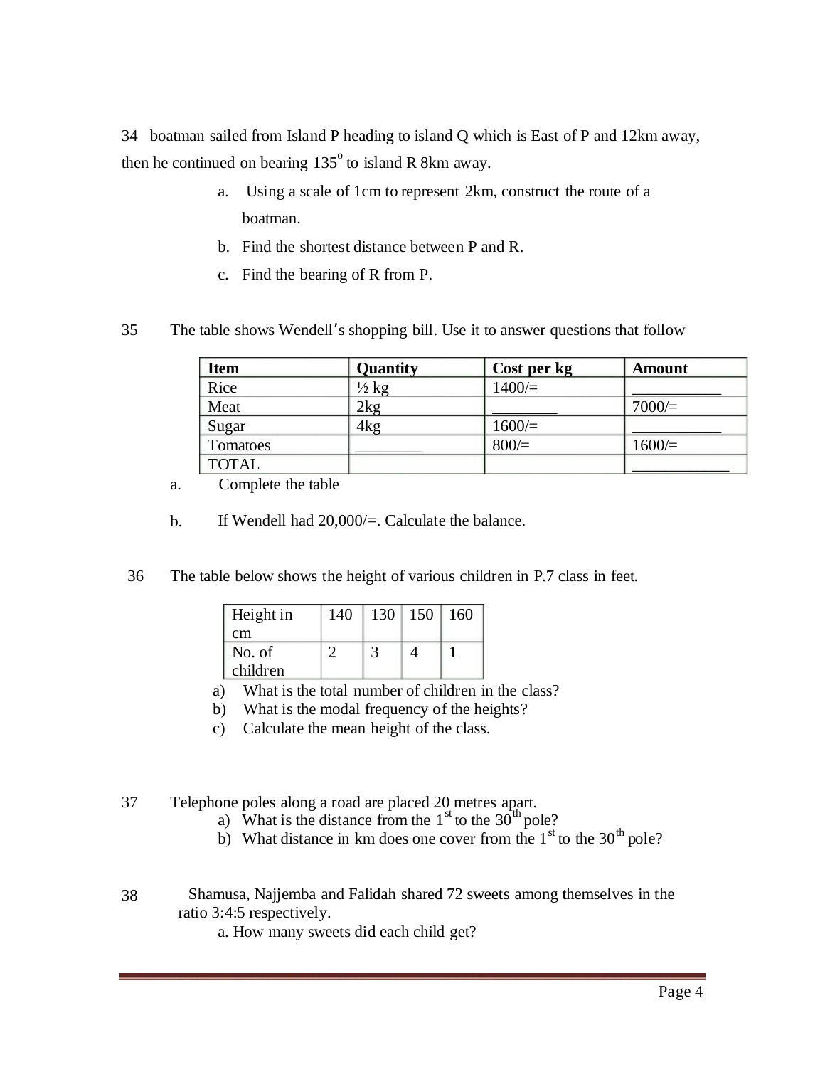34 boatman sailed from Island P heading to island Q which is East of P and 12km away, then he continued on bearing $135^o$ to island R 8km away.

a. Using a scale of 1cm to represent 2km, construct the route of a boatman.

b. Find the shortest distance between P and R.

c. Find the bearing of R from P.

35 The table shows Wendell's shopping bill. Use it to answer questions that follow

| Item | Quantity | Cost per kg | Amount |
|---|---|---|---|
| Rice | ½ kg | 1400/= | ___________ |
| Meat | 2kg | ________ | 7000/= |
| Sugar | 4kg | 1600/= | ___________ |
| Tomatoes | ________ | 800/= | 1600/= |
| TOTAL | | | ____________ |

a. Complete the table

b. If Wendell had 20,000/=. Calculate the balance.

36 The table below shows the height of various children in P.7 class in feet.

| Height in cm | 140 | 130 | 150 | 160 |
|---|---|---|---|---|
| No. of children | 2 | 3 | 4 | 1 |

a) What is the total number of children in the class?
b) What is the modal frequency of the heights?
c) Calculate the mean height of the class.

37 Telephone poles along a road are placed 20 metres apart.

a) What is the distance from the $1^{st}$ to the $30^{th}$ pole?
b) What distance in km does one cover from the $1^{st}$ to the $30^{th}$ pole?

38 Shamusa, Najjemba and Falidah shared 72 sweets among themselves in the ratio 3:4:5 respectively.

a. How many sweets did each child get?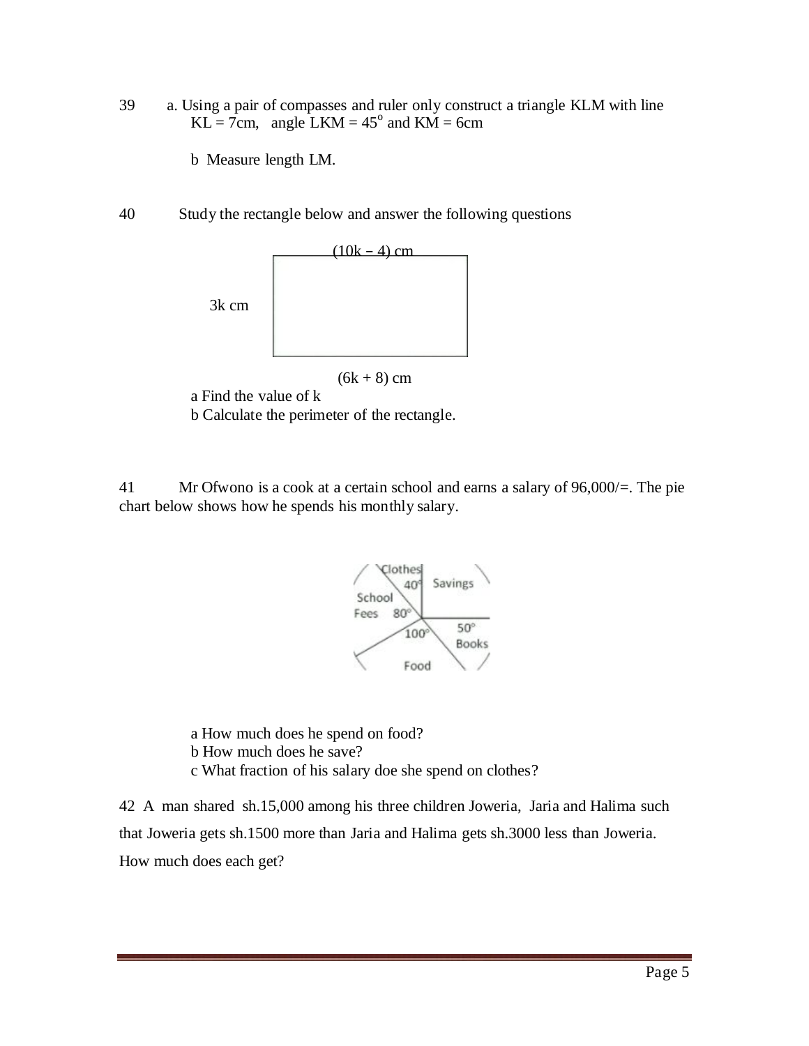39 a. Using a pair of compasses and ruler only construct a triangle KLM with line KL = 7cm, angle LKM = $45^o$ and KM = 6cm

b Measure length LM.

40 Study the rectangle below and answer the following questions

(10k – 4) cm

3k cm

(6k + 8) cm

a Find the value of k

b Calculate the perimeter of the rectangle.

41 Mr Ofwono is a cook at a certain school and earns a salary of 96,000/=. The pie chart below shows how he spends his monthly salary.

Clothes 40°, Savings, School Fees 80°, Food 100°, Books 50°

a How much does he spend on food?

b How much does he save?

c What fraction of his salary doe she spend on clothes?

42 A man shared sh.15,000 among his three children Joweria, Jaria and Halima such that Joweria gets sh.1500 more than Jaria and Halima gets sh.3000 less than Joweria. How much does each get?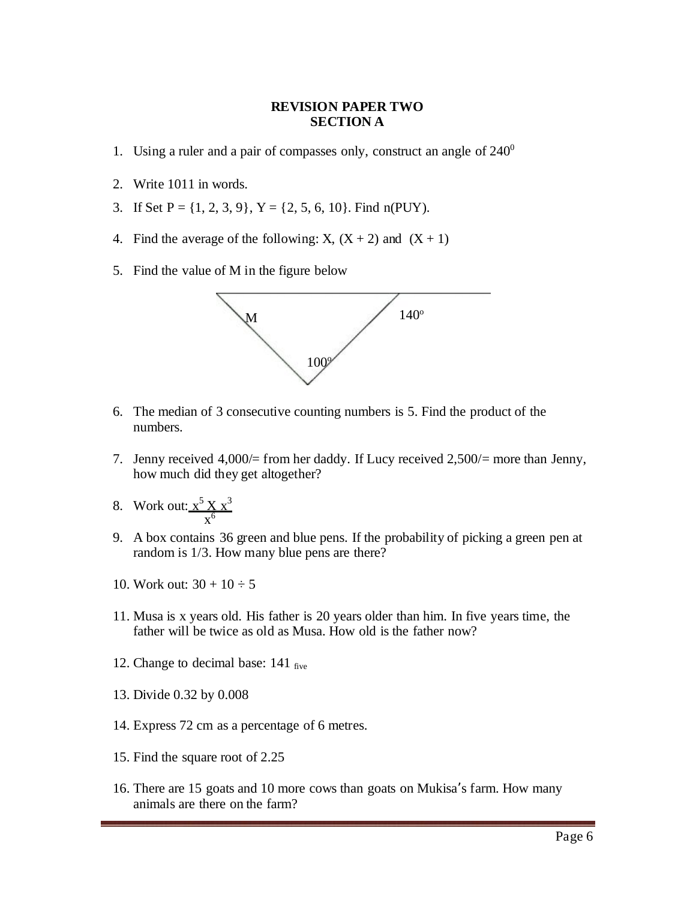**REVISION PAPER TWO**
**SECTION A**

1. Using a ruler and a pair of compasses only, construct an angle of $240^0$

2. Write 1011 in words.

3. If Set P = {1, 2, 3, 9}, Y = {2, 5, 6, 10}. Find n(PUY).

4. Find the average of the following: X, (X + 2) and (X + 1)

5. Find the value of M in the figure below

   M    140°    100°

6. The median of 3 consecutive counting numbers is 5. Find the product of the numbers.

7. Jenny received 4,000/= from her daddy. If Lucy received 2,500/= more than Jenny, how much did they get altogether?

8. Work out: $\frac{x^5 \text{ X } x^3}{x^6}$

9. A box contains 36 green and blue pens. If the probability of picking a green pen at random is 1/3. How many blue pens are there?

10. Work out: 30 + 10 ÷ 5

11. Musa is x years old. His father is 20 years older than him. In five years time, the father will be twice as old as Musa. How old is the father now?

12. Change to decimal base: $141_{\text{five}}$

13. Divide 0.32 by 0.008

14. Express 72 cm as a percentage of 6 metres.

15. Find the square root of 2.25

16. There are 15 goats and 10 more cows than goats on Mukisa's farm. How many animals are there on the farm?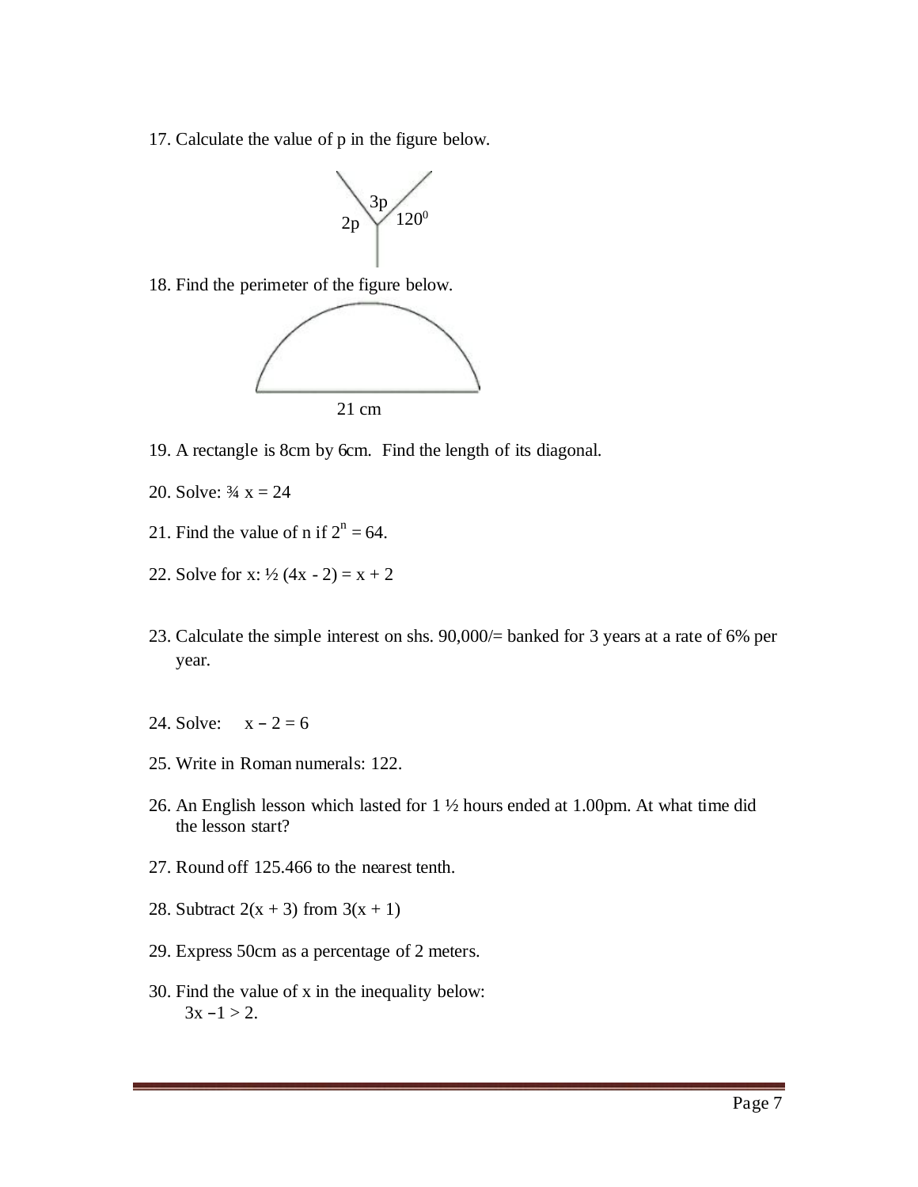17. Calculate the value of p in the figure below.

3p
2p  $120^0$

18. Find the perimeter of the figure below.

21 cm

19. A rectangle is 8cm by 6cm. Find the length of its diagonal.

20. Solve: $\frac{3}{4}x = 24$

21. Find the value of n if $2^n = 64$.

22. Solve for x: $\frac{1}{2}(4x - 2) = x + 2$

23. Calculate the simple interest on shs. 90,000/= banked for 3 years at a rate of 6% per year.

24. Solve: $x - 2 = 6$

25. Write in Roman numerals: 122.

26. An English lesson which lasted for 1 ½ hours ended at 1.00pm. At what time did the lesson start?

27. Round off 125.466 to the nearest tenth.

28. Subtract $2(x + 3)$ from $3(x + 1)$

29. Express 50cm as a percentage of 2 meters.

30. Find the value of x in the inequality below:
$3x - 1 > 2$.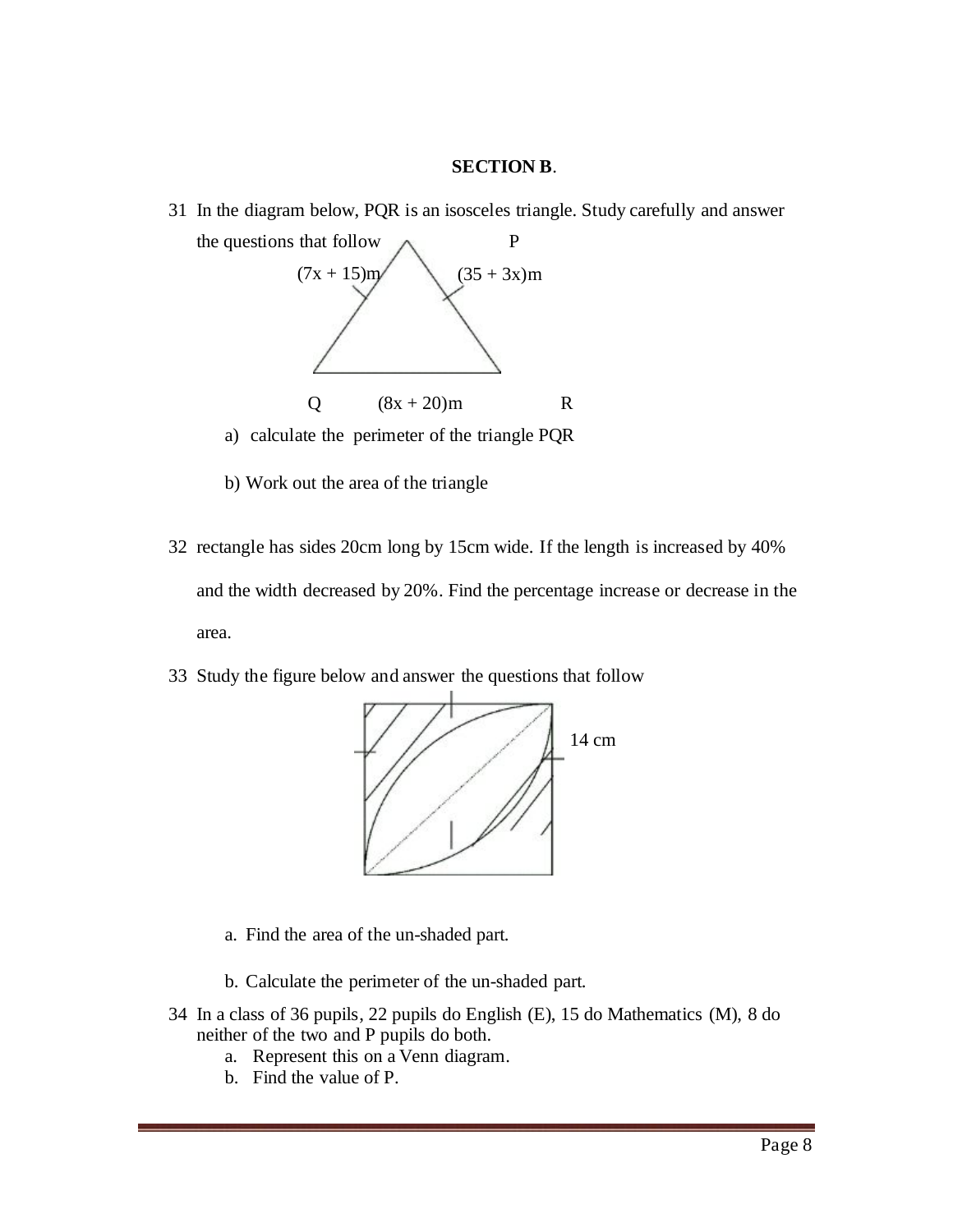**SECTION B**.

31 In the diagram below, PQR is an isosceles triangle. Study carefully and answer the questions that follow

P

$(7x + 15)$m

$(35 + 3x)$m

Q $(8x + 20)$m R

a) calculate the perimeter of the triangle PQR

b) Work out the area of the triangle

32 rectangle has sides 20cm long by 15cm wide. If the length is increased by 40% and the width decreased by 20%. Find the percentage increase or decrease in the area.

33 Study the figure below and answer the questions that follow

14 cm

a. Find the area of the un-shaded part.

b. Calculate the perimeter of the un-shaded part.

34 In a class of 36 pupils, 22 pupils do English (E), 15 do Mathematics (M), 8 do neither of the two and P pupils do both.

a. Represent this on a Venn diagram.
b. Find the value of P.